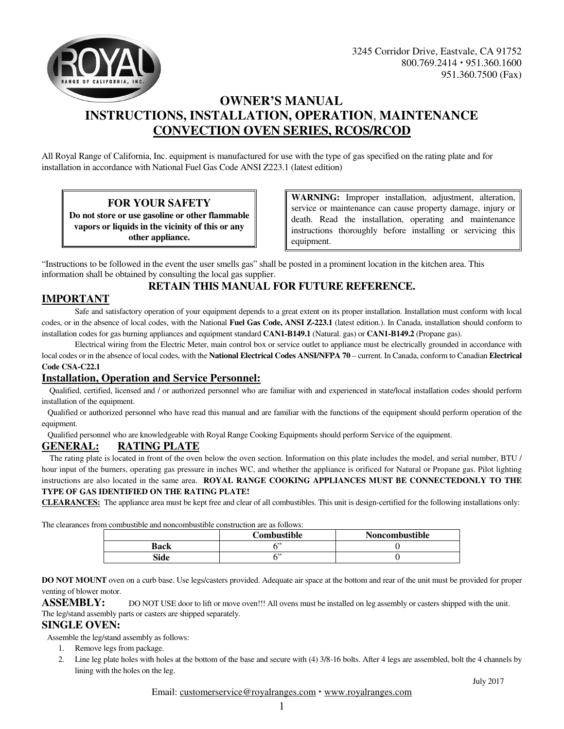3245 Corridor Drive, Eastvale, CA 91752
800.769.2414 • 951.360.1600
951.360.7500 (Fax)

# OWNER'S MANUAL
# INSTRUCTIONS, INSTALLATION, OPERATION, MAINTENANCE
# CONVECTION OVEN SERIES, RCOS/RCOD

All Royal Range of California, Inc. equipment is manufactured for use with the type of gas specified on the rating plate and for installation in accordance with National Fuel Gas Code ANSI Z223.1 (latest edition)

**FOR YOUR SAFETY**
**Do not store or use gasoline or other flammable vapors or liquids in the vicinity of this or any other appliance.**

**WARNING:** Improper installation, adjustment, alteration, service or maintenance can cause property damage, injury or death. Read the installation, operating and maintenance instructions thoroughly before installing or servicing this equipment.

"Instructions to be followed in the event the user smells gas" shall be posted in a prominent location in the kitchen area. This information shall be obtained by consulting the local gas supplier.

**RETAIN THIS MANUAL FOR FUTURE REFERENCE.**

## IMPORTANT

Safe and satisfactory operation of your equipment depends to a great extent on its proper installation. Installation must conform with local codes, or in the absence of local codes, with the National **Fuel Gas Code, ANSI Z-223.1** (latest edition.). In Canada, installation should conform to installation codes for gas burning appliances and equipment standard **CAN1-B149.1** (Natural. gas) or **CAN1-B149.2** (Propane gas).

Electrical wiring from the Electric Meter, main control box or service outlet to appliance must be electrically grounded in accordance with local codes or in the absence of local codes, with the **National Electrical Codes ANSI/NFPA 70** – current. In Canada, conform to Canadian **Electrical Code CSA-C22.1**

## Installation, Operation and Service Personnel:

Qualified, certified, licensed and / or authorized personnel who are familiar with and experienced in state/local installation codes should perform installation of the equipment.

Qualified or authorized personnel who have read this manual and are familiar with the functions of the equipment should perform operation of the equipment.

Qualified personnel who are knowledgeable with Royal Range Cooking Equipments should perform Service of the equipment.

## GENERAL: RATING PLATE

The rating plate is located in front of the oven below the oven section. Information on this plate includes the model, and serial number, BTU / hour input of the burners, operating gas pressure in inches WC, and whether the appliance is orificed for Natural or Propane gas. Pilot lighting instructions are also located in the same area. **ROYAL RANGE COOKING APPLIANCES MUST BE CONNECTEDONLY TO THE TYPE OF GAS IDENTIFIED ON THE RATING PLATE!**

**CLEARANCES:** The appliance area must be kept free and clear of all combustibles. This unit is design-certified for the following installations only:

The clearances from combustible and noncombustible construction are as follows:

| | Combustible | Noncombustible |
|---|---|---|
| **Back** | 6" | 0 |
| **Side** | 6" | 0 |

**DO NOT MOUNT** oven on a curb base. Use legs/casters provided. Adequate air space at the bottom and rear of the unit must be provided for proper venting of blower motor.

**ASSEMBLY:** DO NOT USE door to lift or move oven!!! All ovens must be installed on leg assembly or casters shipped with the unit. The leg/stand assembly parts or casters are shipped separately.

## SINGLE OVEN:

Assemble the leg/stand assembly as follows:

1. Remove legs from package.
2. Line leg plate holes with holes at the bottom of the base and secure with (4) 3/8-16 bolts. After 4 legs are assembled, bolt the 4 channels by lining with the holes on the leg.

July 2017

Email: customerservice@royalranges.com • www.royalranges.com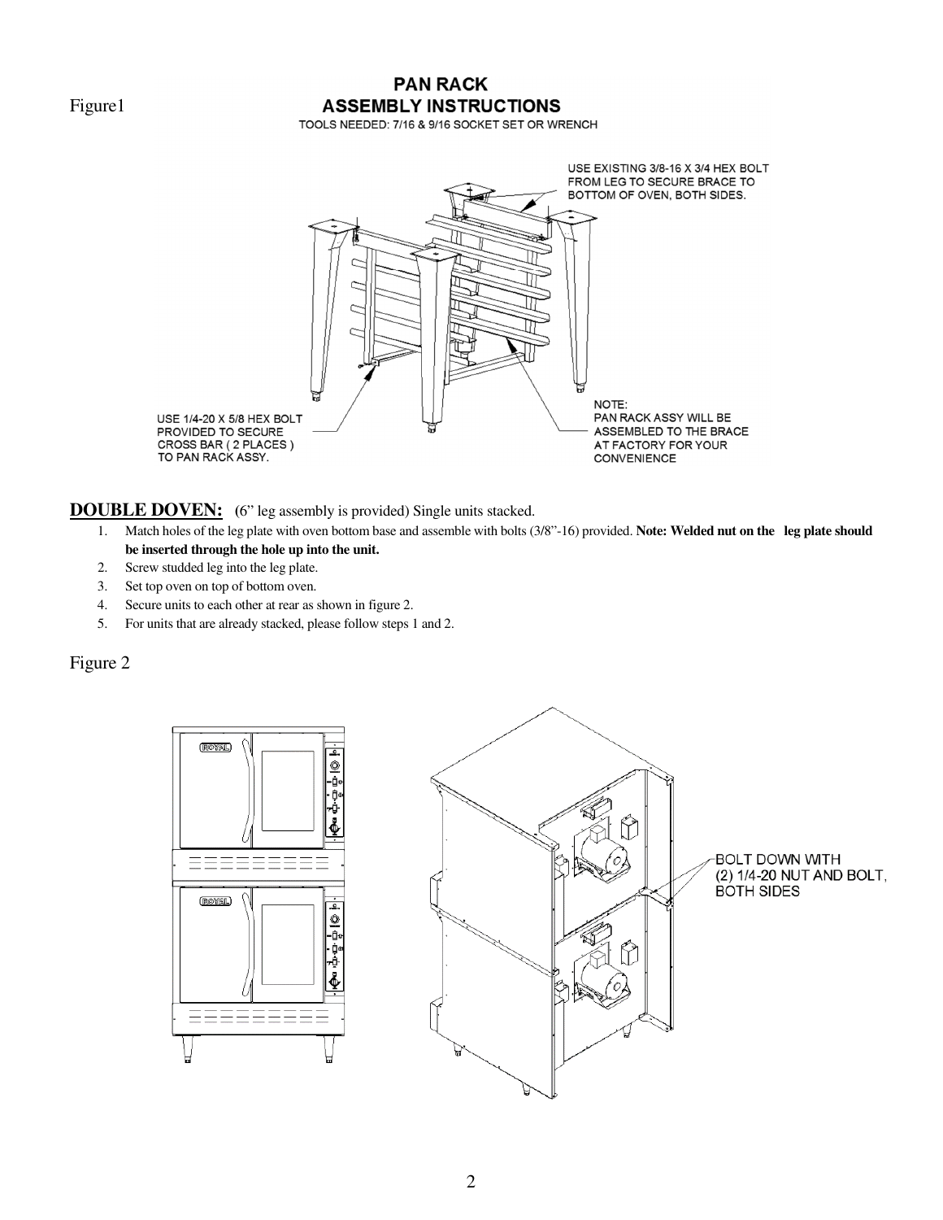Figure1

## PAN RACK ASSEMBLY INSTRUCTIONS

TOOLS NEEDED: 7/16 & 9/16 SOCKET SET OR WRENCH

USE EXISTING 3/8-16 X 3/4 HEX BOLT FROM LEG TO SECURE BRACE TO BOTTOM OF OVEN, BOTH SIDES.

USE 1/4-20 X 5/8 HEX BOLT PROVIDED TO SECURE CROSS BAR ( 2 PLACES ) TO PAN RACK ASSY.

NOTE: PAN RACK ASSY WILL BE ASSEMBLED TO THE BRACE AT FACTORY FOR YOUR CONVENIENCE

**DOUBLE DOVEN:** (6" leg assembly is provided) Single units stacked.

1. Match holes of the leg plate with oven bottom base and assemble with bolts (3/8"-16) provided. **Note: Welded nut on the leg plate should be inserted through the hole up into the unit.**
2. Screw studded leg into the leg plate.
3. Set top oven on top of bottom oven.
4. Secure units to each other at rear as shown in figure 2.
5. For units that are already stacked, please follow steps 1 and 2.

Figure 2

BOLT DOWN WITH (2) 1/4-20 NUT AND BOLT, BOTH SIDES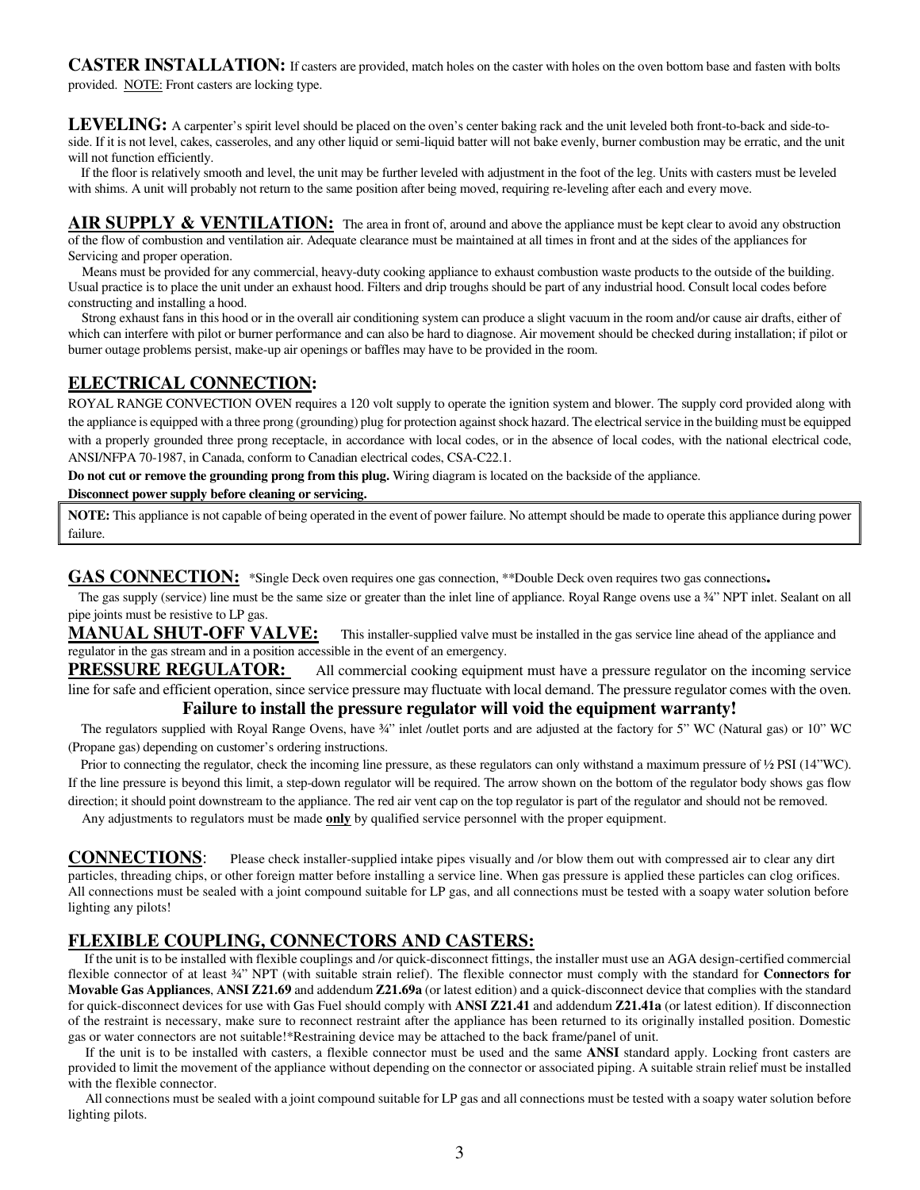**CASTER INSTALLATION:** If casters are provided, match holes on the caster with holes on the oven bottom base and fasten with bolts provided. NOTE: Front casters are locking type.

**LEVELING:** A carpenter's spirit level should be placed on the oven's center baking rack and the unit leveled both front-to-back and side-to-side. If it is not level, cakes, casseroles, and any other liquid or semi-liquid batter will not bake evenly, burner combustion may be erratic, and the unit will not function efficiently.

If the floor is relatively smooth and level, the unit may be further leveled with adjustment in the foot of the leg. Units with casters must be leveled with shims. A unit will probably not return to the same position after being moved, requiring re-leveling after each and every move.

## AIR SUPPLY & VENTILATION:

The area in front of, around and above the appliance must be kept clear to avoid any obstruction of the flow of combustion and ventilation air. Adequate clearance must be maintained at all times in front and at the sides of the appliances for Servicing and proper operation.

Means must be provided for any commercial, heavy-duty cooking appliance to exhaust combustion waste products to the outside of the building. Usual practice is to place the unit under an exhaust hood. Filters and drip troughs should be part of any industrial hood. Consult local codes before constructing and installing a hood.

Strong exhaust fans in this hood or in the overall air conditioning system can produce a slight vacuum in the room and/or cause air drafts, either of which can interfere with pilot or burner performance and can also be hard to diagnose. Air movement should be checked during installation; if pilot or burner outage problems persist, make-up air openings or baffles may have to be provided in the room.

## ELECTRICAL CONNECTION:

ROYAL RANGE CONVECTION OVEN requires a 120 volt supply to operate the ignition system and blower. The supply cord provided along with the appliance is equipped with a three prong (grounding) plug for protection against shock hazard. The electrical service in the building must be equipped with a properly grounded three prong receptacle, in accordance with local codes, or in the absence of local codes, with the national electrical code, ANSI/NFPA 70-1987, in Canada, conform to Canadian electrical codes, CSA-C22.1.

**Do not cut or remove the grounding prong from this plug.** Wiring diagram is located on the backside of the appliance.

**Disconnect power supply before cleaning or servicing.**

> **NOTE:** This appliance is not capable of being operated in the event of power failure. No attempt should be made to operate this appliance during power failure.

## GAS CONNECTION:

*Single Deck oven requires one gas connection, **Double Deck oven requires two gas connections**.**

The gas supply (service) line must be the same size or greater than the inlet line of appliance. Royal Range ovens use a ¾" NPT inlet. Sealant on all pipe joints must be resistive to LP gas.

**MANUAL SHUT-OFF VALVE:** This installer-supplied valve must be installed in the gas service line ahead of the appliance and regulator in the gas stream and in a position accessible in the event of an emergency.

**PRESSURE REGULATOR:** All commercial cooking equipment must have a pressure regulator on the incoming service line for safe and efficient operation, since service pressure may fluctuate with local demand. The pressure regulator comes with the oven.

**Failure to install the pressure regulator will void the equipment warranty!**

The regulators supplied with Royal Range Ovens, have ¾" inlet /outlet ports and are adjusted at the factory for 5" WC (Natural gas) or 10" WC (Propane gas) depending on customer's ordering instructions.

Prior to connecting the regulator, check the incoming line pressure, as these regulators can only withstand a maximum pressure of ½ PSI (14"WC). If the line pressure is beyond this limit, a step-down regulator will be required. The arrow shown on the bottom of the regulator body shows gas flow direction; it should point downstream to the appliance. The red air vent cap on the top regulator is part of the regulator and should not be removed.

Any adjustments to regulators must be made **only** by qualified service personnel with the proper equipment.

**CONNECTIONS**: Please check installer-supplied intake pipes visually and /or blow them out with compressed air to clear any dirt particles, threading chips, or other foreign matter before installing a service line. When gas pressure is applied these particles can clog orifices. All connections must be sealed with a joint compound suitable for LP gas, and all connections must be tested with a soapy water solution before lighting any pilots!

## FLEXIBLE COUPLING, CONNECTORS AND CASTERS:

If the unit is to be installed with flexible couplings and /or quick-disconnect fittings, the installer must use an AGA design-certified commercial flexible connector of at least ¾" NPT (with suitable strain relief). The flexible connector must comply with the standard for **Connectors for Movable Gas Appliances**, **ANSI Z21.69** and addendum **Z21.69a** (or latest edition) and a quick-disconnect device that complies with the standard for quick-disconnect devices for use with Gas Fuel should comply with **ANSI Z21.41** and addendum **Z21.41a** (or latest edition). If disconnection of the restraint is necessary, make sure to reconnect restraint after the appliance has been returned to its originally installed position. Domestic gas or water connectors are not suitable!*Restraining device may be attached to the back frame/panel of unit.

If the unit is to be installed with casters, a flexible connector must be used and the same **ANSI** standard apply. Locking front casters are provided to limit the movement of the appliance without depending on the connector or associated piping. A suitable strain relief must be installed with the flexible connector.

All connections must be sealed with a joint compound suitable for LP gas and all connections must be tested with a soapy water solution before lighting pilots.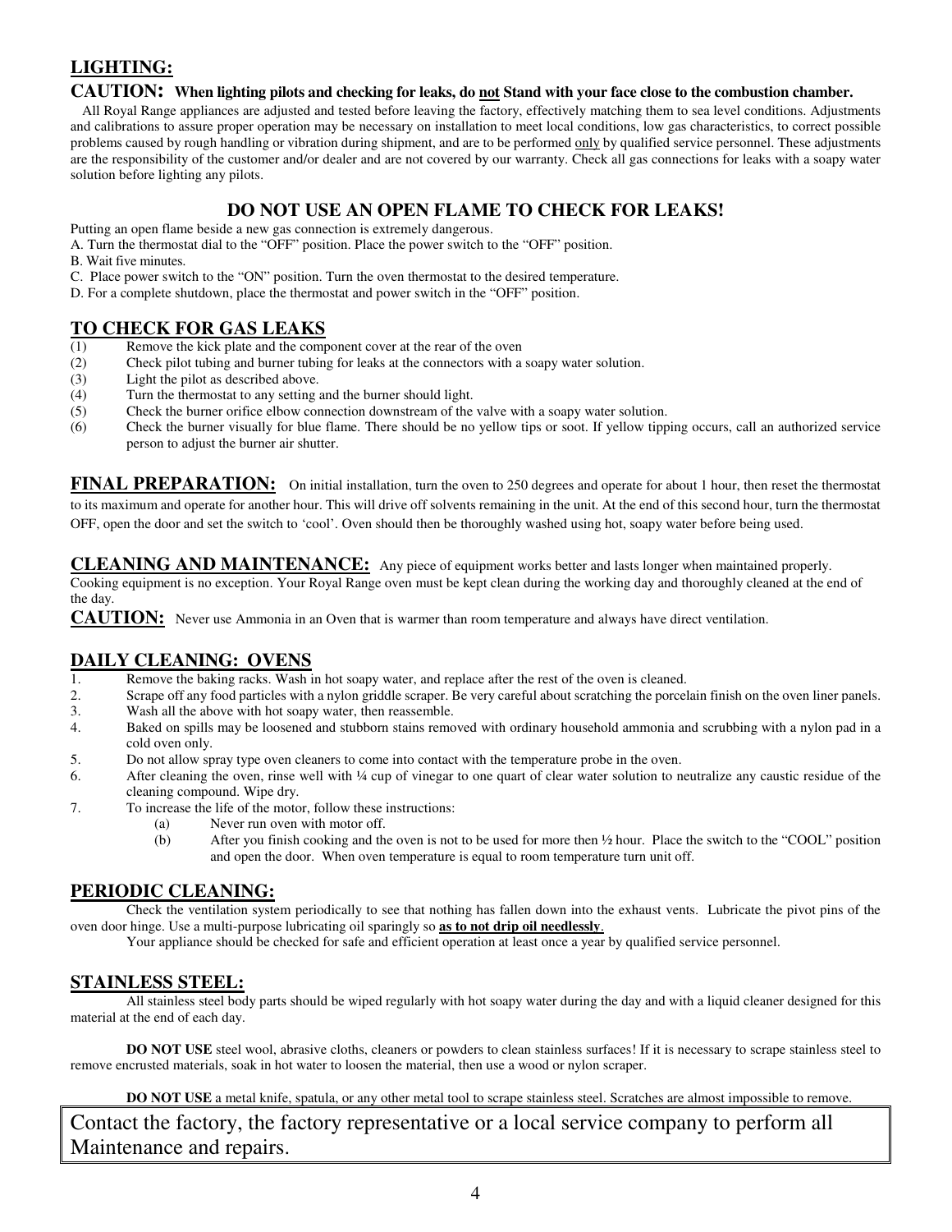## LIGHTING:

**CAUTION: When lighting pilots and checking for leaks, do not Stand with your face close to the combustion chamber.**

All Royal Range appliances are adjusted and tested before leaving the factory, effectively matching them to sea level conditions. Adjustments and calibrations to assure proper operation may be necessary on installation to meet local conditions, low gas characteristics, to correct possible problems caused by rough handling or vibration during shipment, and are to be performed only by qualified service personnel. These adjustments are the responsibility of the customer and/or dealer and are not covered by our warranty. Check all gas connections for leaks with a soapy water solution before lighting any pilots.

### DO NOT USE AN OPEN FLAME TO CHECK FOR LEAKS!

Putting an open flame beside a new gas connection is extremely dangerous.

A. Turn the thermostat dial to the "OFF" position. Place the power switch to the "OFF" position.
B. Wait five minutes.
C. Place power switch to the "ON" position. Turn the oven thermostat to the desired temperature.
D. For a complete shutdown, place the thermostat and power switch in the "OFF" position.

## TO CHECK FOR GAS LEAKS

(1) Remove the kick plate and the component cover at the rear of the oven
(2) Check pilot tubing and burner tubing for leaks at the connectors with a soapy water solution.
(3) Light the pilot as described above.
(4) Turn the thermostat to any setting and the burner should light.
(5) Check the burner orifice elbow connection downstream of the valve with a soapy water solution.
(6) Check the burner visually for blue flame. There should be no yellow tips or soot. If yellow tipping occurs, call an authorized service person to adjust the burner air shutter.

**FINAL PREPARATION:** On initial installation, turn the oven to 250 degrees and operate for about 1 hour, then reset the thermostat to its maximum and operate for another hour. This will drive off solvents remaining in the unit. At the end of this second hour, turn the thermostat OFF, open the door and set the switch to 'cool'. Oven should then be thoroughly washed using hot, soapy water before being used.

**CLEANING AND MAINTENANCE:** Any piece of equipment works better and lasts longer when maintained properly. Cooking equipment is no exception. Your Royal Range oven must be kept clean during the working day and thoroughly cleaned at the end of the day.

**CAUTION:** Never use Ammonia in an Oven that is warmer than room temperature and always have direct ventilation.

## DAILY CLEANING: OVENS

1. Remove the baking racks. Wash in hot soapy water, and replace after the rest of the oven is cleaned.
2. Scrape off any food particles with a nylon griddle scraper. Be very careful about scratching the porcelain finish on the oven liner panels.
3. Wash all the above with hot soapy water, then reassemble.
4. Baked on spills may be loosened and stubborn stains removed with ordinary household ammonia and scrubbing with a nylon pad in a cold oven only.
5. Do not allow spray type oven cleaners to come into contact with the temperature probe in the oven.
6. After cleaning the oven, rinse well with ¼ cup of vinegar to one quart of clear water solution to neutralize any caustic residue of the cleaning compound. Wipe dry.
7. To increase the life of the motor, follow these instructions:
   (a) Never run oven with motor off.
   (b) After you finish cooking and the oven is not to be used for more then ½ hour. Place the switch to the "COOL" position and open the door. When oven temperature is equal to room temperature turn unit off.

## PERIODIC CLEANING:

Check the ventilation system periodically to see that nothing has fallen down into the exhaust vents. Lubricate the pivot pins of the oven door hinge. Use a multi-purpose lubricating oil sparingly so **as to not drip oil needlessly**.

Your appliance should be checked for safe and efficient operation at least once a year by qualified service personnel.

## STAINLESS STEEL:

All stainless steel body parts should be wiped regularly with hot soapy water during the day and with a liquid cleaner designed for this material at the end of each day.

**DO NOT USE** steel wool, abrasive cloths, cleaners or powders to clean stainless surfaces! If it is necessary to scrape stainless steel to remove encrusted materials, soak in hot water to loosen the material, then use a wood or nylon scraper.

**DO NOT USE** a metal knife, spatula, or any other metal tool to scrape stainless steel. Scratches are almost impossible to remove.

Contact the factory, the factory representative or a local service company to perform all Maintenance and repairs.